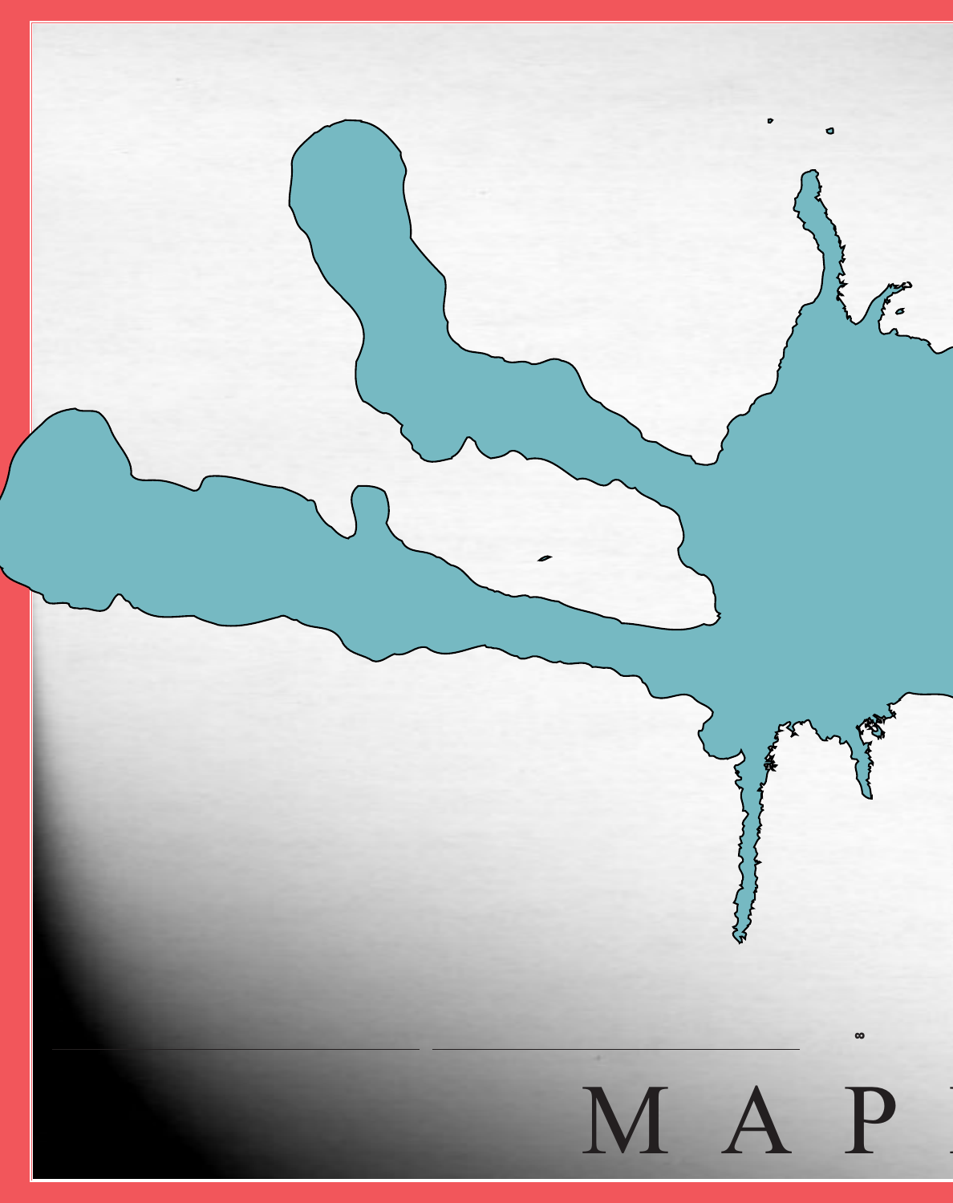∞

M A P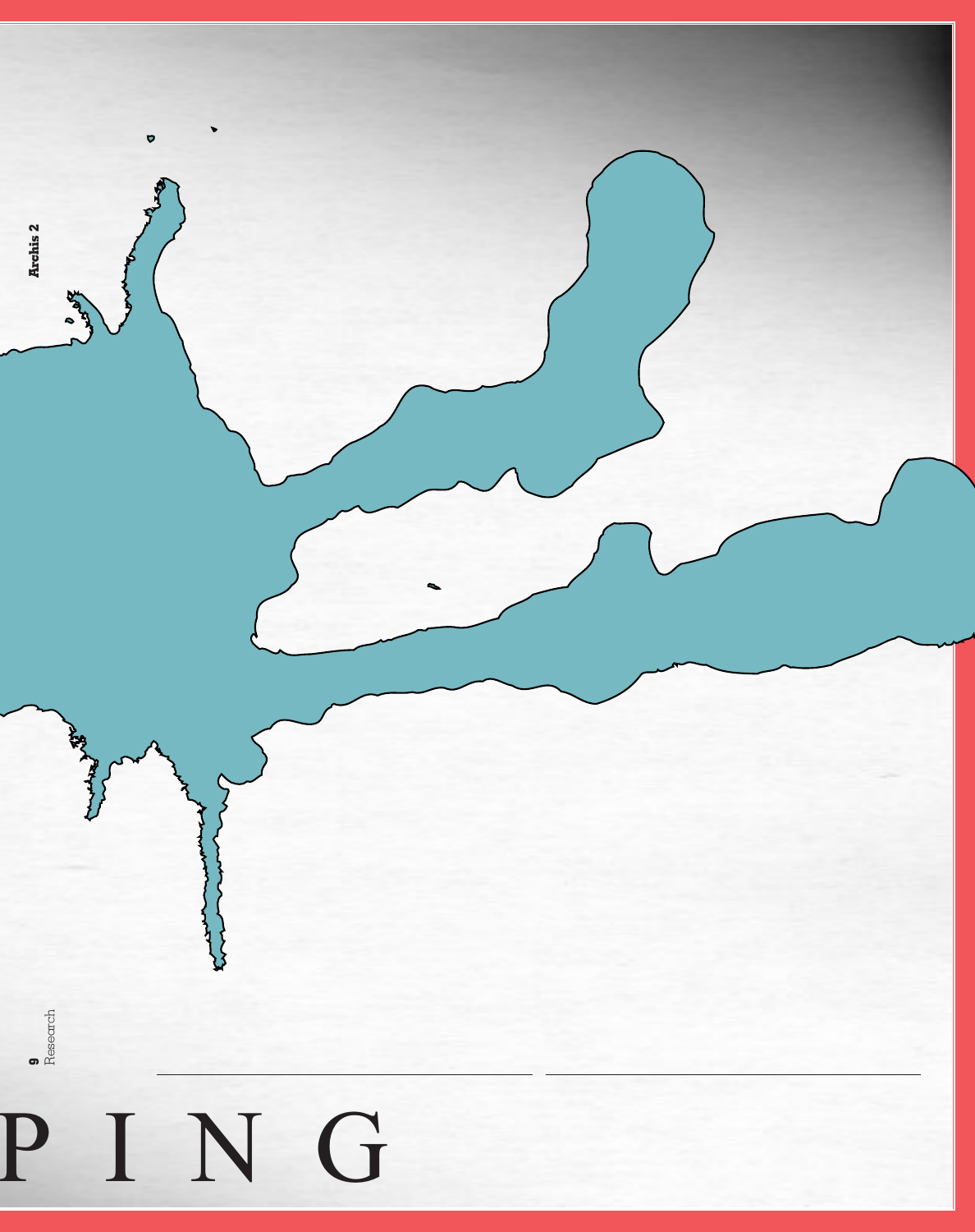# P I N G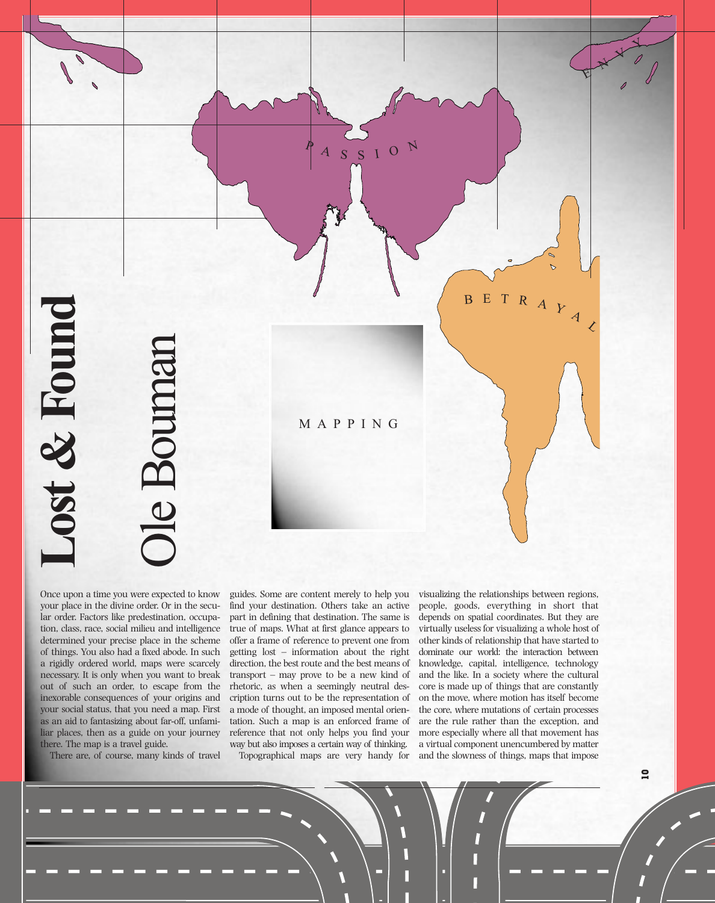# Lost & Found

## Ole Bouman

PASSION

ENVY

BETRAYAL

MAPPING

Once upon a time you were expected to know your place in the divine order. Or in the secular order. Factors like predestination, occupation, class, race, social milieu and intelligence determined your precise place in the scheme of things. You also had a fixed abode. In such a rigidly ordered world, maps were scarcely necessary. It is only when you want to break out of such an order, to escape from the inexorable consequences of your origins and your social status, that you need a map. First as an aid to fantasizing about far-off, unfamiliar places, then as a guide on your journey there. The map is a travel guide.

There are, of course, many kinds of travel guides. Some are content merely to help you find your destination. Others take an active part in defining that destination. The same is true of maps. What at first glance appears to offer a frame of reference to prevent one from getting lost – information about the right direction, the best route and the best means of transport – may prove to be a new kind of rhetoric, as when a seemingly neutral description turns out to be the representation of a mode of thought, an imposed mental orientation. Such a map is an enforced frame of reference that not only helps you find your way but also imposes a certain way of thinking.

Topographical maps are very handy for visualizing the relationships between regions, people, goods, everything in short that depends on spatial coordinates. But they are virtually useless for visualizing a whole host of other kinds of relationship that have started to dominate our world: the interaction between knowledge, capital, intelligence, technology and the like. In a society where the cultural core is made up of things that are constantly on the move, where motion has itself become the core, where mutations of certain processes are the rule rather than the exception, and more especially where all that movement has a virtual component unencumbered by matter and the slowness of things, maps that impose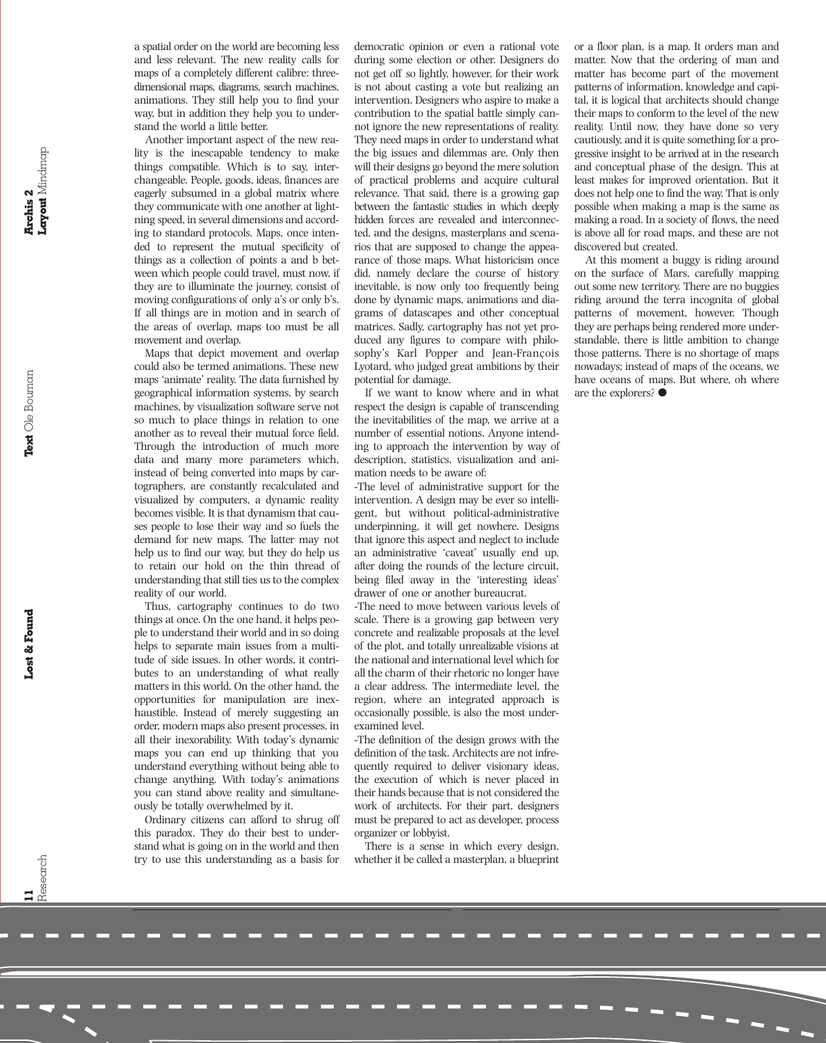a spatial order on the world are becoming less and less relevant. The new reality calls for maps of a completely different calibre: three-dimensional maps, diagrams, search machines, animations. They still help you to find your way, but in addition they help you to understand the world a little better.

Another important aspect of the new reality is the inescapable tendency to make things compatible. Which is to say, interchangeable. People, goods, ideas, finances are eagerly subsumed in a global matrix where they communicate with one another at lightning speed, in several dimensions and according to standard protocols. Maps, once intended to represent the mutual specificity of things as a collection of points a and b between which people could travel, must now, if they are to illuminate the journey, consist of moving configurations of only a's or only b's. If all things are in motion and in search of the areas of overlap, maps too must be all movement and overlap.

Maps that depict movement and overlap could also be termed animations. These new maps 'animate' reality. The data furnished by geographical information systems, by search machines, by visualization software serve not so much to place things in relation to one another as to reveal their mutual force field. Through the introduction of much more data and many more parameters which, instead of being converted into maps by cartographers, are constantly recalculated and visualized by computers, a dynamic reality becomes visible. It is that dynamism that causes people to lose their way and so fuels the demand for new maps. The latter may not help us to find our way, but they do help us to retain our hold on the thin thread of understanding that still ties us to the complex reality of our world.

Thus, cartography continues to do two things at once. On the one hand, it helps people to understand their world and in so doing helps to separate main issues from a multitude of side issues. In other words, it contributes to an understanding of what really matters in this world. On the other hand, the opportunities for manipulation are inexhaustible. Instead of merely suggesting an order, modern maps also present processes, in all their inexorability. With today's dynamic maps you can end up thinking that you understand everything without being able to change anything. With today's animations you can stand above reality and simultaneously be totally overwhelmed by it.

Ordinary citizens can afford to shrug off this paradox. They do their best to understand what is going on in the world and then try to use this understanding as a basis for democratic opinion or even a rational vote during some election or other. Designers do not get off so lightly, however, for their work is not about casting a vote but realizing an intervention. Designers who aspire to make a contribution to the spatial battle simply cannot ignore the new representations of reality. They need maps in order to understand what the big issues and dilemmas are. Only then will their designs go beyond the mere solution of practical problems and acquire cultural relevance. That said, there is a growing gap between the fantastic studies in which deeply hidden forces are revealed and interconnected, and the designs, masterplans and scenarios that are supposed to change the appearance of those maps. What historicism once did, namely declare the course of history inevitable, is now only too frequently being done by dynamic maps, animations and diagrams of datascapes and other conceptual matrices. Sadly, cartography has not yet produced any figures to compare with philosophy's Karl Popper and Jean-François Lyotard, who judged great ambitions by their potential for damage.

If we want to know where and in what respect the design is capable of transcending the inevitabilities of the map, we arrive at a number of essential notions. Anyone intending to approach the intervention by way of description, statistics, visualization and animation needs to be aware of:

-The level of administrative support for the intervention. A design may be ever so intelligent, but without political-administrative underpinning, it will get nowhere. Designs that ignore this aspect and neglect to include an administrative 'caveat' usually end up, after doing the rounds of the lecture circuit, being filed away in the 'interesting ideas' drawer of one or another bureaucrat.

-The need to move between various levels of scale. There is a growing gap between very concrete and realizable proposals at the level of the plot, and totally unrealizable visions at the national and international level which for all the charm of their rhetoric no longer have a clear address. The intermediate level, the region, where an integrated approach is occasionally possible, is also the most underexamined level.

-The definition of the design grows with the definition of the task. Architects are not infrequently required to deliver visionary ideas, the execution of which is never placed in their hands because that is not considered the work of architects. For their part, designers must be prepared to act as developer, process organizer or lobbyist.

There is a sense in which every design, whether it be called a masterplan, a blueprint or a floor plan, is a map. It orders man and matter. Now that the ordering of man and matter has become part of the movement patterns of information, knowledge and capital, it is logical that architects should change their maps to conform to the level of the new reality. Until now, they have done so very cautiously, and it is quite something for a progressive insight to be arrived at in the research and conceptual phase of the design. This at least makes for improved orientation. But it does not help one to find the way. That is only possible when making a map is the same as making a road. In a society of flows, the need is above all for road maps, and these are not discovered but created.

At this moment a buggy is riding around on the surface of Mars, carefully mapping out some new territory. There are no buggies riding around the terra incognita of global patterns of movement, however. Though they are perhaps being rendered more understandable, there is little ambition to change those patterns. There is no shortage of maps nowadays; instead of maps of the oceans, we have oceans of maps. But where, oh where are the explorers? ●